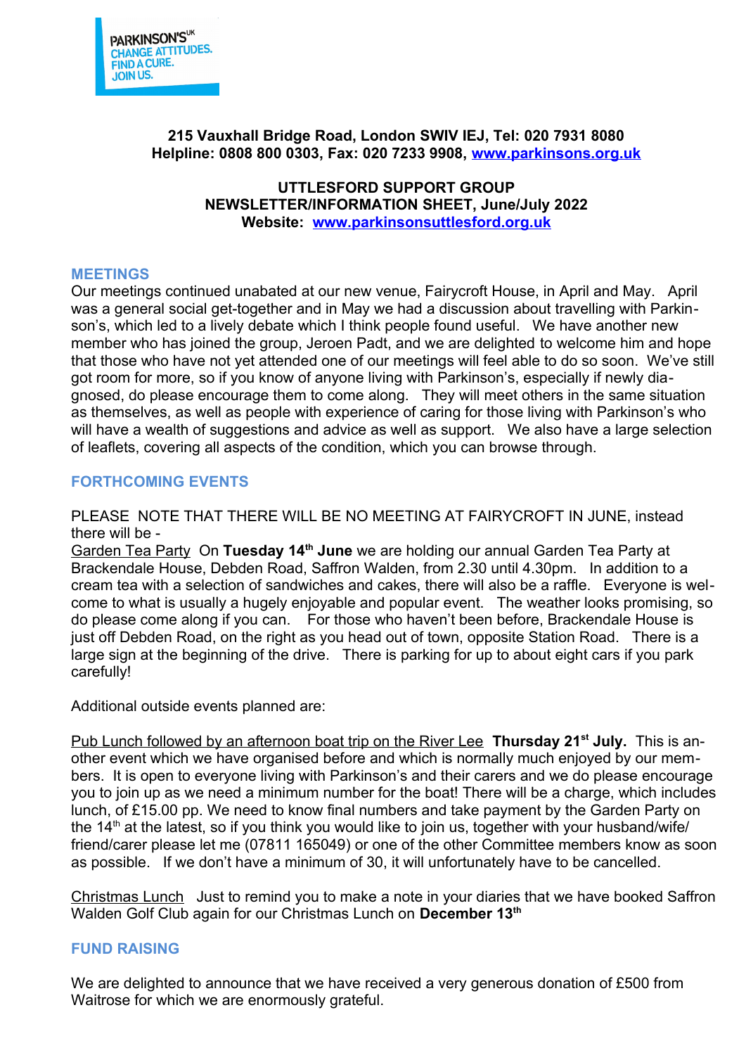PARKINSON'S[UK] CHANGE ATTITUDES. FIND A CURE. JOIN US.

**215 Vauxhall Bridge Road, London SWIV IEJ, Tel: 020 7931 8080**
**Helpline: 0808 800 0303, Fax: 020 7233 9908, www.parkinsons.org.uk**

**UTTLESFORD SUPPORT GROUP**
**NEWSLETTER/INFORMATION SHEET, June/July 2022**
**Website: www.parkinsonsuttlesford.org.uk**

## MEETINGS

Our meetings continued unabated at our new venue, Fairycroft House, in April and May. April was a general social get-together and in May we had a discussion about travelling with Parkinson's, which led to a lively debate which I think people found useful. We have another new member who has joined the group, Jeroen Padt, and we are delighted to welcome him and hope that those who have not yet attended one of our meetings will feel able to do so soon. We've still got room for more, so if you know of anyone living with Parkinson's, especially if newly diagnosed, do please encourage them to come along. They will meet others in the same situation as themselves, as well as people with experience of caring for those living with Parkinson's who will have a wealth of suggestions and advice as well as support. We also have a large selection of leaflets, covering all aspects of the condition, which you can browse through.

## FORTHCOMING EVENTS

PLEASE NOTE THAT THERE WILL BE NO MEETING AT FAIRYCROFT IN JUNE, instead there will be -
Garden Tea Party On **Tuesday 14th June** we are holding our annual Garden Tea Party at Brackendale House, Debden Road, Saffron Walden, from 2.30 until 4.30pm. In addition to a cream tea with a selection of sandwiches and cakes, there will also be a raffle. Everyone is welcome to what is usually a hugely enjoyable and popular event. The weather looks promising, so do please come along if you can. For those who haven't been before, Brackendale House is just off Debden Road, on the right as you head out of town, opposite Station Road. There is a large sign at the beginning of the drive. There is parking for up to about eight cars if you park carefully!

Additional outside events planned are:

Pub Lunch followed by an afternoon boat trip on the River Lee **Thursday 21st July.** This is another event which we have organised before and which is normally much enjoyed by our members. It is open to everyone living with Parkinson's and their carers and we do please encourage you to join up as we need a minimum number for the boat! There will be a charge, which includes lunch, of £15.00 pp. We need to know final numbers and take payment by the Garden Party on the 14th at the latest, so if you think you would like to join us, together with your husband/wife/friend/carer please let me (07811 165049) or one of the other Committee members know as soon as possible. If we don't have a minimum of 30, it will unfortunately have to be cancelled.

Christmas Lunch Just to remind you to make a note in your diaries that we have booked Saffron Walden Golf Club again for our Christmas Lunch on **December 13th**

## FUND RAISING

We are delighted to announce that we have received a very generous donation of £500 from Waitrose for which we are enormously grateful.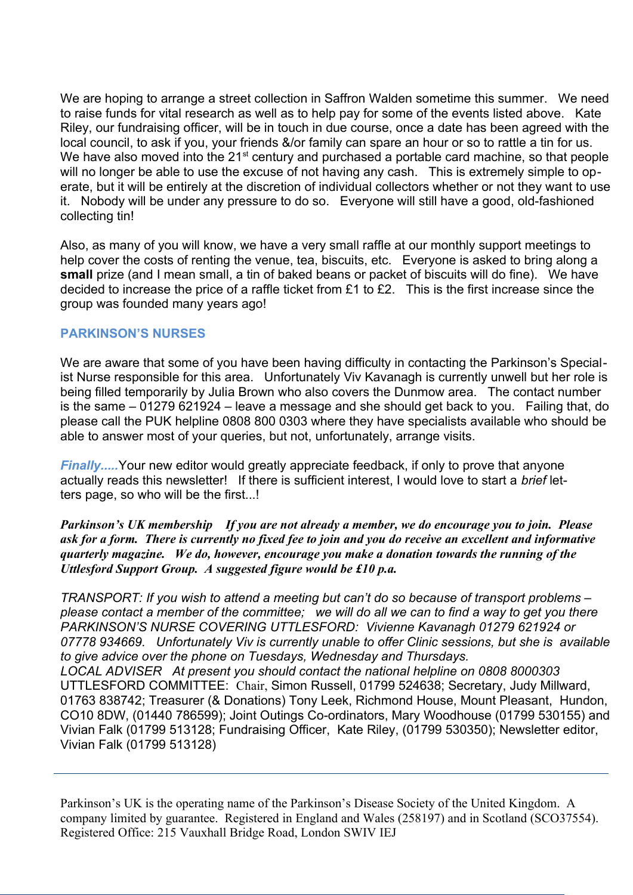We are hoping to arrange a street collection in Saffron Walden sometime this summer. We need to raise funds for vital research as well as to help pay for some of the events listed above. Kate Riley, our fundraising officer, will be in touch in due course, once a date has been agreed with the local council, to ask if you, your friends &/or family can spare an hour or so to rattle a tin for us. We have also moved into the 21st century and purchased a portable card machine, so that people will no longer be able to use the excuse of not having any cash. This is extremely simple to operate, but it will be entirely at the discretion of individual collectors whether or not they want to use it. Nobody will be under any pressure to do so. Everyone will still have a good, old-fashioned collecting tin!

Also, as many of you will know, we have a very small raffle at our monthly support meetings to help cover the costs of renting the venue, tea, biscuits, etc. Everyone is asked to bring along a **small** prize (and I mean small, a tin of baked beans or packet of biscuits will do fine). We have decided to increase the price of a raffle ticket from £1 to £2. This is the first increase since the group was founded many years ago!

## PARKINSON'S NURSES

We are aware that some of you have been having difficulty in contacting the Parkinson's Specialist Nurse responsible for this area. Unfortunately Viv Kavanagh is currently unwell but her role is being filled temporarily by Julia Brown who also covers the Dunmow area. The contact number is the same – 01279 621924 – leave a message and she should get back to you. Failing that, do please call the PUK helpline 0808 800 0303 where they have specialists available who should be able to answer most of your queries, but not, unfortunately, arrange visits.

***Finally.....*** Your new editor would greatly appreciate feedback, if only to prove that anyone actually reads this newsletter! If there is sufficient interest, I would love to start a *brief* letters page, so who will be the first...!

***Parkinson's UK membership** If you are not already a member, we do encourage you to join. Please ask for a form. There is currently no fixed fee to join and you do receive an excellent and informative quarterly magazine. We do, however, encourage you make a donation towards the running of the Uttlesford Support Group. A suggested figure would be £10 p.a.*

*TRANSPORT: If you wish to attend a meeting but can't do so because of transport problems – please contact a member of the committee; we will do all we can to find a way to get you there*
*PARKINSON'S NURSE COVERING UTTLESFORD: Vivienne Kavanagh 01279 621924 or 07778 934669. Unfortunately Viv is currently unable to offer Clinic sessions, but she is available to give advice over the phone on Tuesdays, Wednesday and Thursdays.*
*LOCAL ADVISER At present you should contact the national helpline on 0808 8000303*
UTTLESFORD COMMITTEE: Chair, Simon Russell, 01799 524638; Secretary, Judy Millward, 01763 838742; Treasurer (& Donations) Tony Leek, Richmond House, Mount Pleasant, Hundon, CO10 8DW, (01440 786599); Joint Outings Co-ordinators, Mary Woodhouse (01799 530155) and Vivian Falk (01799 513128; Fundraising Officer, Kate Riley, (01799 530350); Newsletter editor, Vivian Falk (01799 513128)

---

Parkinson's UK is the operating name of the Parkinson's Disease Society of the United Kingdom. A company limited by guarantee. Registered in England and Wales (258197) and in Scotland (SCO37554). Registered Office: 215 Vauxhall Bridge Road, London SWIV IEJ